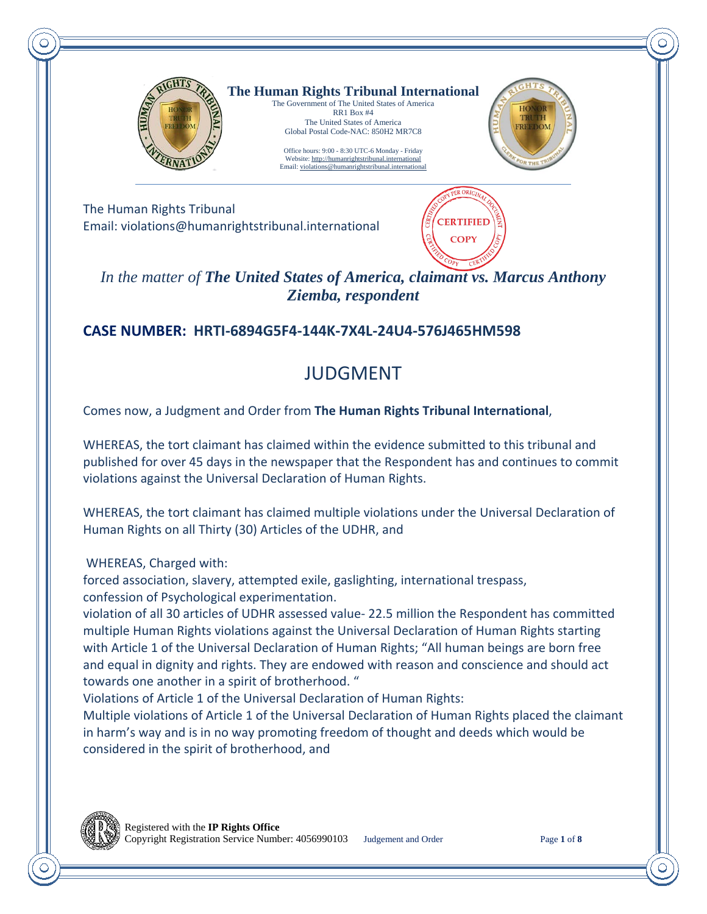# The Human Rights Tribunal International

The Government of The United States of America
RR1 Box #4
The United States of America
Global Postal Code-NAC: 850H2 MR7C8

Office hours: 9:00 - 8:30 UTC-6 Monday - Friday
Website: http://humanrightstribunal.international
Email: violations@humanrightstribunal.international

The Human Rights Tribunal
Email: violations@humanrightstribunal.international

CERTIFIED COPY

*In the matter of* ***The United States of America, claimant vs. Marcus Anthony Ziemba, respondent***

**CASE NUMBER: HRTI-6894G5F4-144K-7X4L-24U4-576J465HM598**

## JUDGMENT

Comes now, a Judgment and Order from **The Human Rights Tribunal International**,

WHEREAS, the tort claimant has claimed within the evidence submitted to this tribunal and published for over 45 days in the newspaper that the Respondent has and continues to commit violations against the Universal Declaration of Human Rights.

WHEREAS, the tort claimant has claimed multiple violations under the Universal Declaration of Human Rights on all Thirty (30) Articles of the UDHR, and

WHEREAS, Charged with:
forced association, slavery, attempted exile, gaslighting, international trespass, confession of Psychological experimentation.
violation of all 30 articles of UDHR assessed value- 22.5 million the Respondent has committed multiple Human Rights violations against the Universal Declaration of Human Rights starting with Article 1 of the Universal Declaration of Human Rights; "All human beings are born free and equal in dignity and rights. They are endowed with reason and conscience and should act towards one another in a spirit of brotherhood. "
Violations of Article 1 of the Universal Declaration of Human Rights:
Multiple violations of Article 1 of the Universal Declaration of Human Rights placed the claimant in harm's way and is in no way promoting freedom of thought and deeds which would be considered in the spirit of brotherhood, and

Registered with the **IP Rights Office**
Copyright Registration Service Number: 4056990103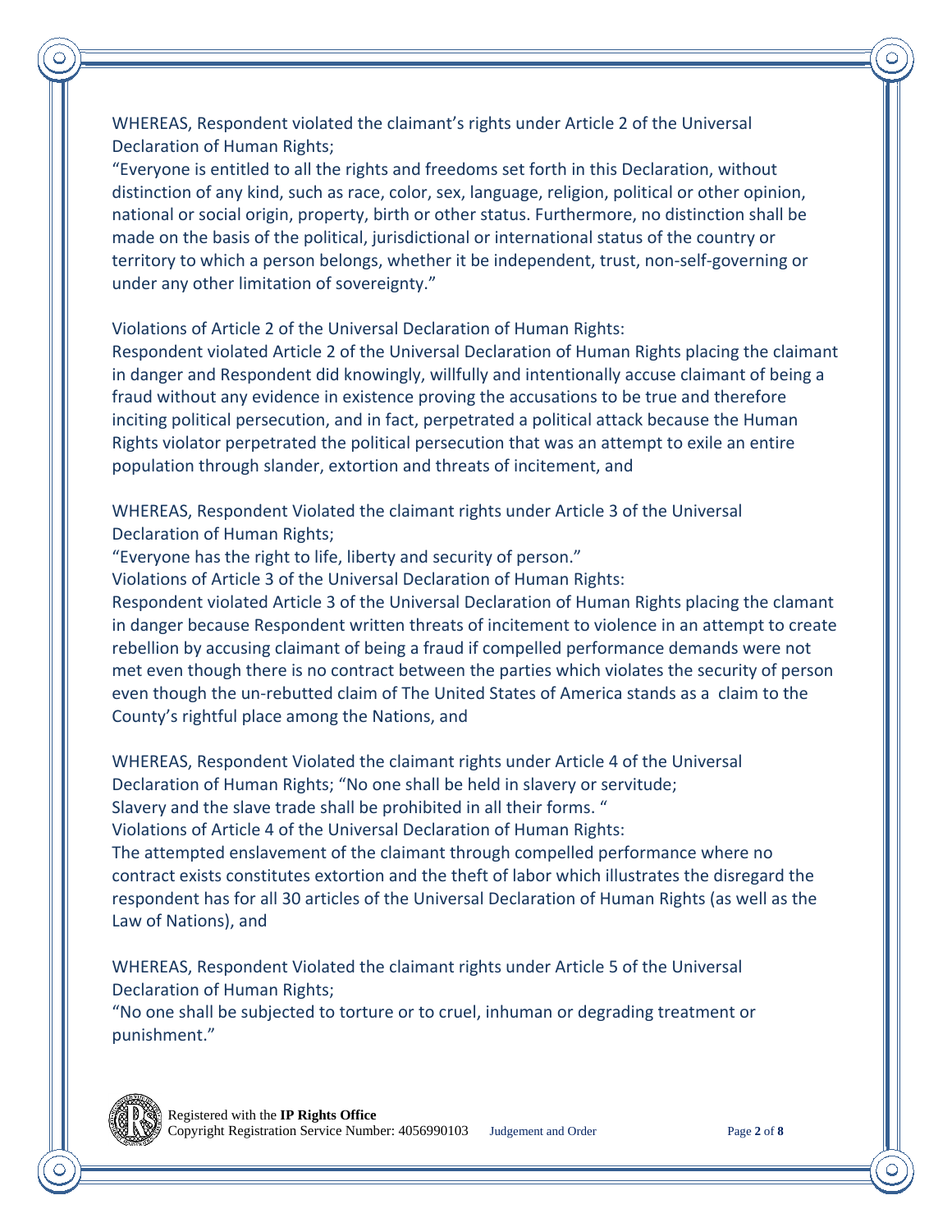WHEREAS, Respondent violated the claimant's rights under Article 2 of the Universal Declaration of Human Rights;

"Everyone is entitled to all the rights and freedoms set forth in this Declaration, without distinction of any kind, such as race, color, sex, language, religion, political or other opinion, national or social origin, property, birth or other status. Furthermore, no distinction shall be made on the basis of the political, jurisdictional or international status of the country or territory to which a person belongs, whether it be independent, trust, non-self-governing or under any other limitation of sovereignty."

Violations of Article 2 of the Universal Declaration of Human Rights:

Respondent violated Article 2 of the Universal Declaration of Human Rights placing the claimant in danger and Respondent did knowingly, willfully and intentionally accuse claimant of being a fraud without any evidence in existence proving the accusations to be true and therefore inciting political persecution, and in fact, perpetrated a political attack because the Human Rights violator perpetrated the political persecution that was an attempt to exile an entire population through slander, extortion and threats of incitement, and

WHEREAS, Respondent Violated the claimant rights under Article 3 of the Universal Declaration of Human Rights;

"Everyone has the right to life, liberty and security of person."

Violations of Article 3 of the Universal Declaration of Human Rights:

Respondent violated Article 3 of the Universal Declaration of Human Rights placing the clamant in danger because Respondent written threats of incitement to violence in an attempt to create rebellion by accusing claimant of being a fraud if compelled performance demands were not met even though there is no contract between the parties which violates the security of person even though the un-rebutted claim of The United States of America stands as a claim to the County's rightful place among the Nations, and

WHEREAS, Respondent Violated the claimant rights under Article 4 of the Universal Declaration of Human Rights; "No one shall be held in slavery or servitude; Slavery and the slave trade shall be prohibited in all their forms. "

Violations of Article 4 of the Universal Declaration of Human Rights:

The attempted enslavement of the claimant through compelled performance where no contract exists constitutes extortion and the theft of labor which illustrates the disregard the respondent has for all 30 articles of the Universal Declaration of Human Rights (as well as the Law of Nations), and

WHEREAS, Respondent Violated the claimant rights under Article 5 of the Universal Declaration of Human Rights;

"No one shall be subjected to torture or to cruel, inhuman or degrading treatment or punishment."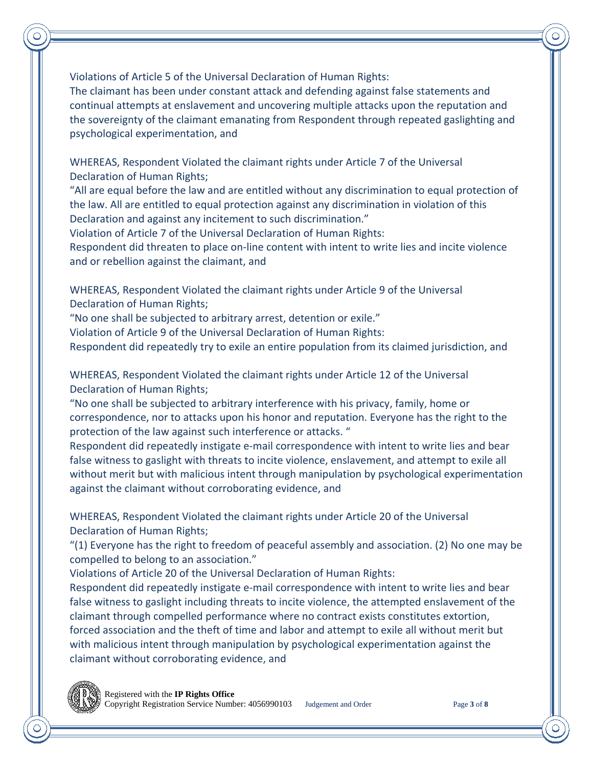Violations of Article 5 of the Universal Declaration of Human Rights:
The claimant has been under constant attack and defending against false statements and continual attempts at enslavement and uncovering multiple attacks upon the reputation and the sovereignty of the claimant emanating from Respondent through repeated gaslighting and psychological experimentation, and

WHEREAS, Respondent Violated the claimant rights under Article 7 of the Universal Declaration of Human Rights;
"All are equal before the law and are entitled without any discrimination to equal protection of the law. All are entitled to equal protection against any discrimination in violation of this Declaration and against any incitement to such discrimination."
Violation of Article 7 of the Universal Declaration of Human Rights:
Respondent did threaten to place on-line content with intent to write lies and incite violence and or rebellion against the claimant, and

WHEREAS, Respondent Violated the claimant rights under Article 9 of the Universal Declaration of Human Rights;
"No one shall be subjected to arbitrary arrest, detention or exile."
Violation of Article 9 of the Universal Declaration of Human Rights:
Respondent did repeatedly try to exile an entire population from its claimed jurisdiction, and

WHEREAS, Respondent Violated the claimant rights under Article 12 of the Universal Declaration of Human Rights;
"No one shall be subjected to arbitrary interference with his privacy, family, home or correspondence, nor to attacks upon his honor and reputation. Everyone has the right to the protection of the law against such interference or attacks. "
Respondent did repeatedly instigate e-mail correspondence with intent to write lies and bear false witness to gaslight with threats to incite violence, enslavement, and attempt to exile all without merit but with malicious intent through manipulation by psychological experimentation against the claimant without corroborating evidence, and

WHEREAS, Respondent Violated the claimant rights under Article 20 of the Universal Declaration of Human Rights;
"(1) Everyone has the right to freedom of peaceful assembly and association. (2) No one may be compelled to belong to an association."
Violations of Article 20 of the Universal Declaration of Human Rights:
Respondent did repeatedly instigate e-mail correspondence with intent to write lies and bear false witness to gaslight including threats to incite violence, the attempted enslavement of the claimant through compelled performance where no contract exists constitutes extortion, forced association and the theft of time and labor and attempt to exile all without merit but with malicious intent through manipulation by psychological experimentation against the claimant without corroborating evidence, and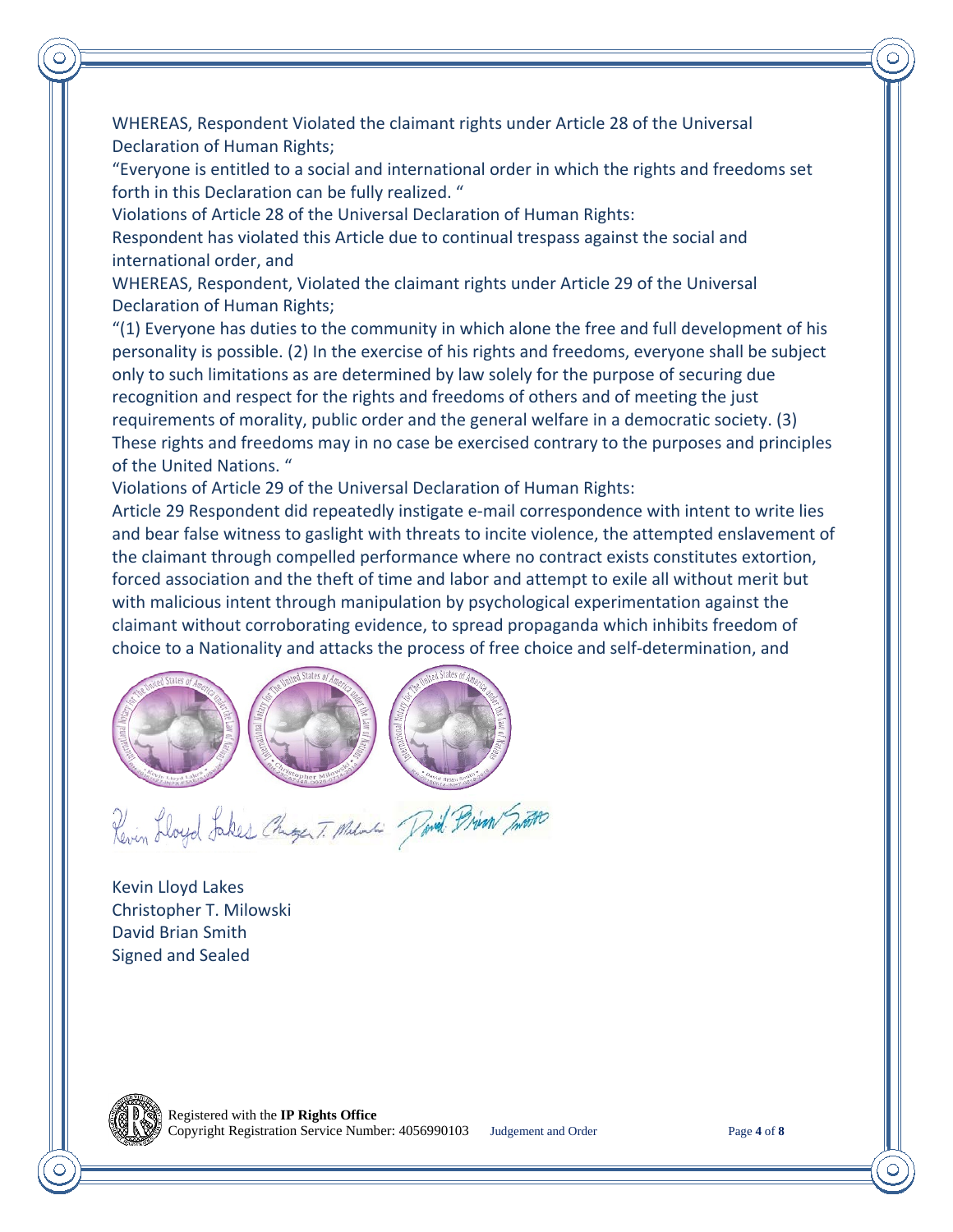WHEREAS, Respondent Violated the claimant rights under Article 28 of the Universal Declaration of Human Rights;

"Everyone is entitled to a social and international order in which the rights and freedoms set forth in this Declaration can be fully realized. "

Violations of Article 28 of the Universal Declaration of Human Rights:

Respondent has violated this Article due to continual trespass against the social and international order, and

WHEREAS, Respondent, Violated the claimant rights under Article 29 of the Universal Declaration of Human Rights;

"(1) Everyone has duties to the community in which alone the free and full development of his personality is possible. (2) In the exercise of his rights and freedoms, everyone shall be subject only to such limitations as are determined by law solely for the purpose of securing due recognition and respect for the rights and freedoms of others and of meeting the just requirements of morality, public order and the general welfare in a democratic society. (3) These rights and freedoms may in no case be exercised contrary to the purposes and principles of the United Nations. "

Violations of Article 29 of the Universal Declaration of Human Rights:

Article 29 Respondent did repeatedly instigate e-mail correspondence with intent to write lies and bear false witness to gaslight with threats to incite violence, the attempted enslavement of the claimant through compelled performance where no contract exists constitutes extortion, forced association and the theft of time and labor and attempt to exile all without merit but with malicious intent through manipulation by psychological experimentation against the claimant without corroborating evidence, to spread propaganda which inhibits freedom of choice to a Nationality and attacks the process of free choice and self-determination, and

Kevin Lloyd Lakes
Christopher T. Milowski
David Brian Smith
Signed and Sealed

Registered with the **IP Rights Office**
Copyright Registration Service Number: 4056990103 Judgement and Order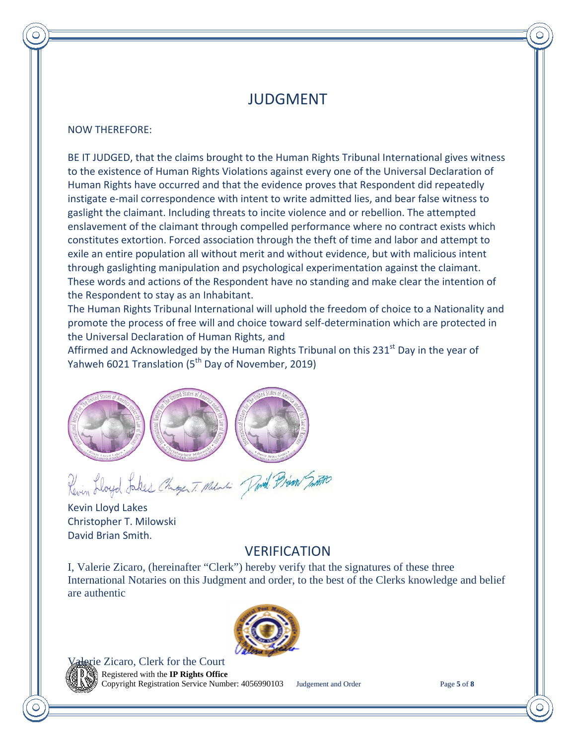# JUDGMENT

NOW THEREFORE:

BE IT JUDGED, that the claims brought to the Human Rights Tribunal International gives witness to the existence of Human Rights Violations against every one of the Universal Declaration of Human Rights have occurred and that the evidence proves that Respondent did repeatedly instigate e-mail correspondence with intent to write admitted lies, and bear false witness to gaslight the claimant. Including threats to incite violence and or rebellion. The attempted enslavement of the claimant through compelled performance where no contract exists which constitutes extortion. Forced association through the theft of time and labor and attempt to exile an entire population all without merit and without evidence, but with malicious intent through gaslighting manipulation and psychological experimentation against the claimant. These words and actions of the Respondent have no standing and make clear the intention of the Respondent to stay as an Inhabitant.

The Human Rights Tribunal International will uphold the freedom of choice to a Nationality and promote the process of free will and choice toward self-determination which are protected in the Universal Declaration of Human Rights, and

Affirmed and Acknowledged by the Human Rights Tribunal on this 231st Day in the year of Yahweh 6021 Translation (5th Day of November, 2019)

Kevin Lloyd Lakes
Christopher T. Milowski
David Brian Smith.

## VERIFICATION

I, Valerie Zicaro, (hereinafter "Clerk") hereby verify that the signatures of these three International Notaries on this Judgment and order, to the best of the Clerks knowledge and belief are authentic

Valerie Zicaro, Clerk for the Court

Registered with the **IP Rights Office**
Copyright Registration Service Number: 4056990103 Judgement and Order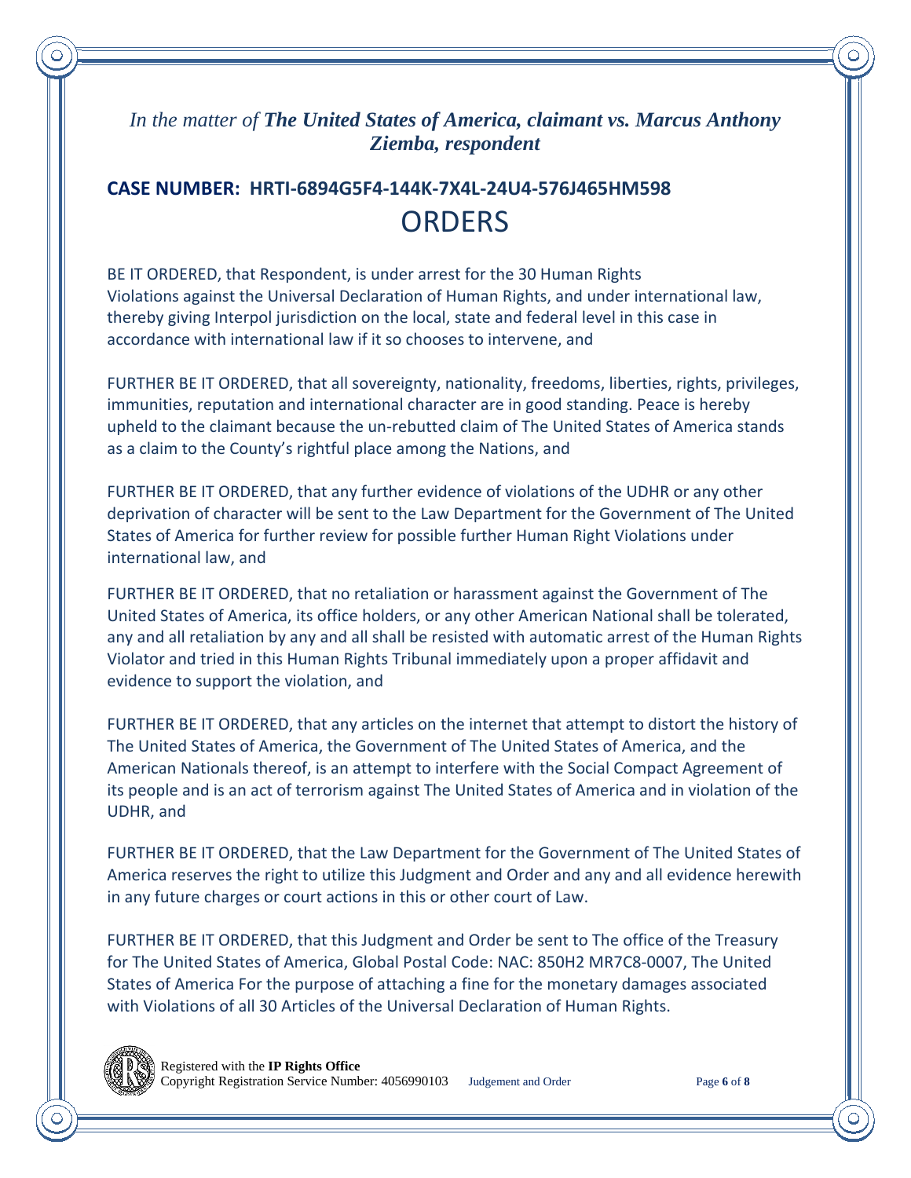*In the matter of* ***The United States of America, claimant vs. Marcus Anthony Ziemba, respondent***

## CASE NUMBER: HRTI-6894G5F4-144K-7X4L-24U4-576J465HM598

# ORDERS

BE IT ORDERED, that Respondent, is under arrest for the 30 Human Rights Violations against the Universal Declaration of Human Rights, and under international law, thereby giving Interpol jurisdiction on the local, state and federal level in this case in accordance with international law if it so chooses to intervene, and

FURTHER BE IT ORDERED, that all sovereignty, nationality, freedoms, liberties, rights, privileges, immunities, reputation and international character are in good standing. Peace is hereby upheld to the claimant because the un-rebutted claim of The United States of America stands as a claim to the County's rightful place among the Nations, and

FURTHER BE IT ORDERED, that any further evidence of violations of the UDHR or any other deprivation of character will be sent to the Law Department for the Government of The United States of America for further review for possible further Human Right Violations under international law, and

FURTHER BE IT ORDERED, that no retaliation or harassment against the Government of The United States of America, its office holders, or any other American National shall be tolerated, any and all retaliation by any and all shall be resisted with automatic arrest of the Human Rights Violator and tried in this Human Rights Tribunal immediately upon a proper affidavit and evidence to support the violation, and

FURTHER BE IT ORDERED, that any articles on the internet that attempt to distort the history of The United States of America, the Government of The United States of America, and the American Nationals thereof, is an attempt to interfere with the Social Compact Agreement of its people and is an act of terrorism against The United States of America and in violation of the UDHR, and

FURTHER BE IT ORDERED, that the Law Department for the Government of The United States of America reserves the right to utilize this Judgment and Order and any and all evidence herewith in any future charges or court actions in this or other court of Law.

FURTHER BE IT ORDERED, that this Judgment and Order be sent to The office of the Treasury for The United States of America, Global Postal Code: NAC: 850H2 MR7C8-0007, The United States of America For the purpose of attaching a fine for the monetary damages associated with Violations of all 30 Articles of the Universal Declaration of Human Rights.

Registered with the **IP Rights Office**
Copyright Registration Service Number: 4056990103 Judgement and Order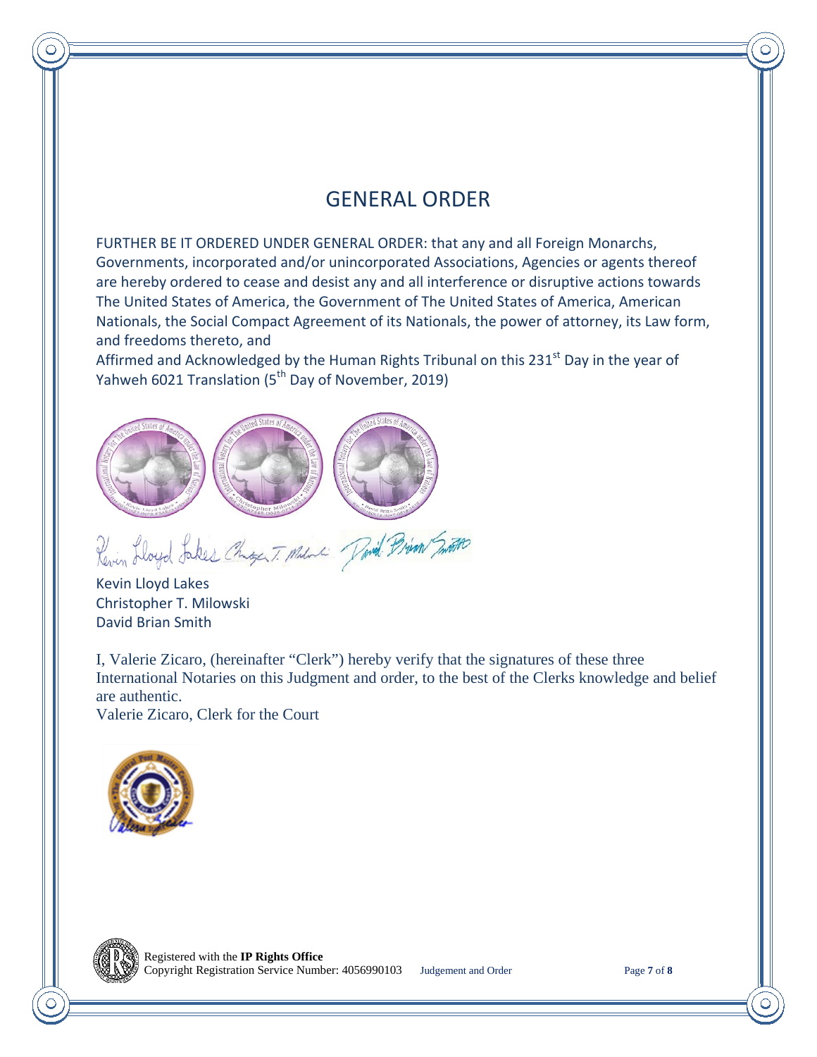# GENERAL ORDER

FURTHER BE IT ORDERED UNDER GENERAL ORDER: that any and all Foreign Monarchs, Governments, incorporated and/or unincorporated Associations, Agencies or agents thereof are hereby ordered to cease and desist any and all interference or disruptive actions towards The United States of America, the Government of The United States of America, American Nationals, the Social Compact Agreement of its Nationals, the power of attorney, its Law form, and freedoms thereto, and

Affirmed and Acknowledged by the Human Rights Tribunal on this 231st Day in the year of Yahweh 6021 Translation (5th Day of November, 2019)

Kevin Lloyd Lakes
Christopher T. Milowski
David Brian Smith

I, Valerie Zicaro, (hereinafter "Clerk") hereby verify that the signatures of these three International Notaries on this Judgment and order, to the best of the Clerks knowledge and belief are authentic.

Valerie Zicaro, Clerk for the Court

Registered with the **IP Rights Office**
Copyright Registration Service Number: 4056990103 Judgement and Order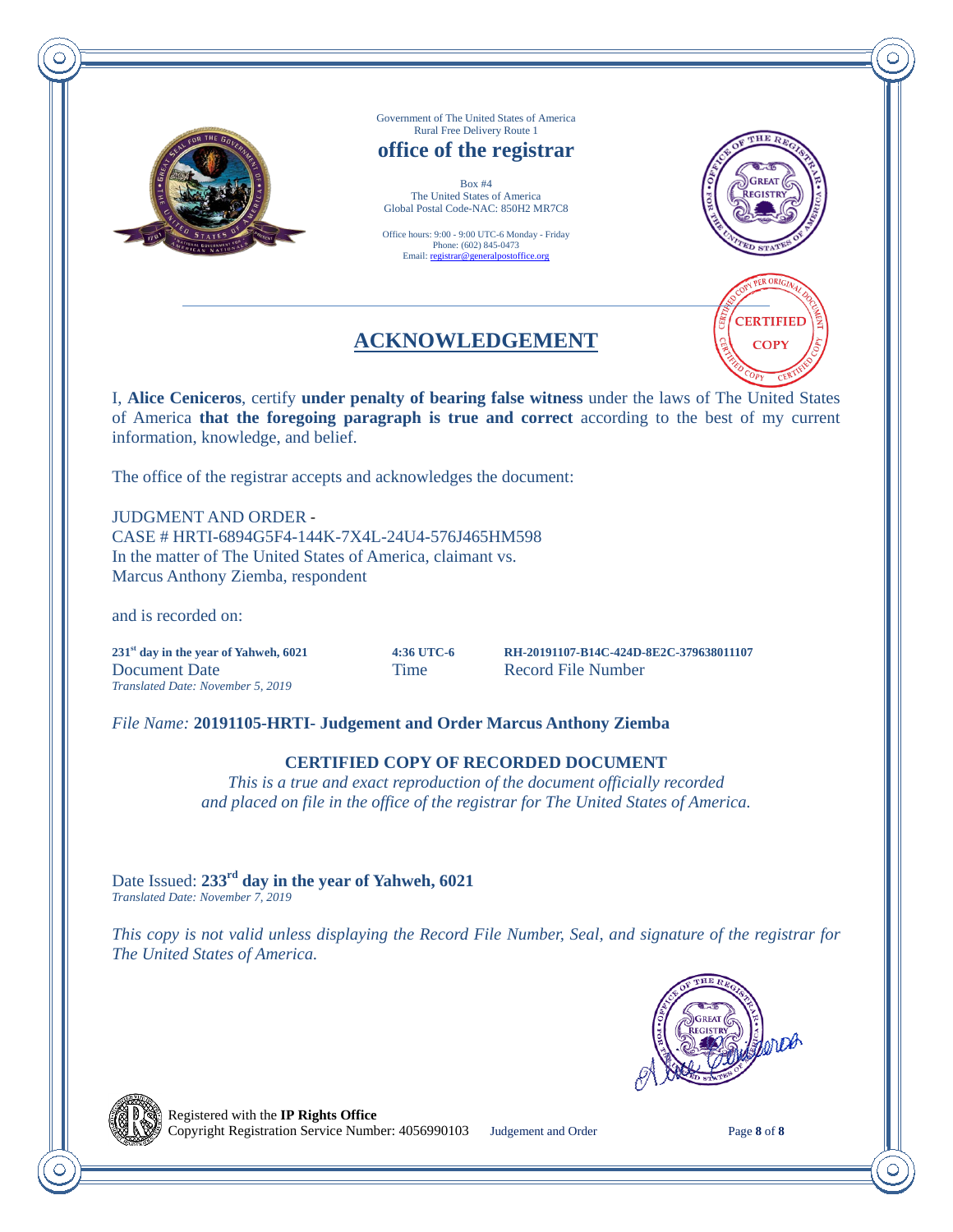Government of The United States of America
Rural Free Delivery Route 1

# office of the registrar

Box #4
The United States of America
Global Postal Code-NAC: 850H2 MR7C8

Office hours: 9:00 - 9:00 UTC-6 Monday - Friday
Phone: (602) 845-0473
Email: registrar@generalpostoffice.org

## ACKNOWLEDGEMENT

I, **Alice Ceniceros**, certify **under penalty of bearing false witness** under the laws of The United States of America **that the foregoing paragraph is true and correct** according to the best of my current information, knowledge, and belief.

The office of the registrar accepts and acknowledges the document:

JUDGMENT AND ORDER -
CASE # HRTI-6894G5F4-144K-7X4L-24U4-576J465HM598
In the matter of The United States of America, claimant vs.
Marcus Anthony Ziemba, respondent

and is recorded on:

| | | |
|---|---|---|
| **231st day in the year of Yahweh, 6021** | **4:36 UTC-6** | **RH-20191107-B14C-424D-8E2C-379638011107** |
| Document Date | Time | Record File Number |
| *Translated Date: November 5, 2019* | | |

*File Name:* **20191105-HRTI- Judgement and Order Marcus Anthony Ziemba**

**CERTIFIED COPY OF RECORDED DOCUMENT**

*This is a true and exact reproduction of the document officially recorded and placed on file in the office of the registrar for The United States of America.*

Date Issued: **233rd day in the year of Yahweh, 6021**
*Translated Date: November 7, 2019*

*This copy is not valid unless displaying the Record File Number, Seal, and signature of the registrar for The United States of America.*

Registered with the **IP Rights Office**
Copyright Registration Service Number: 4056990103 Judgement and Order